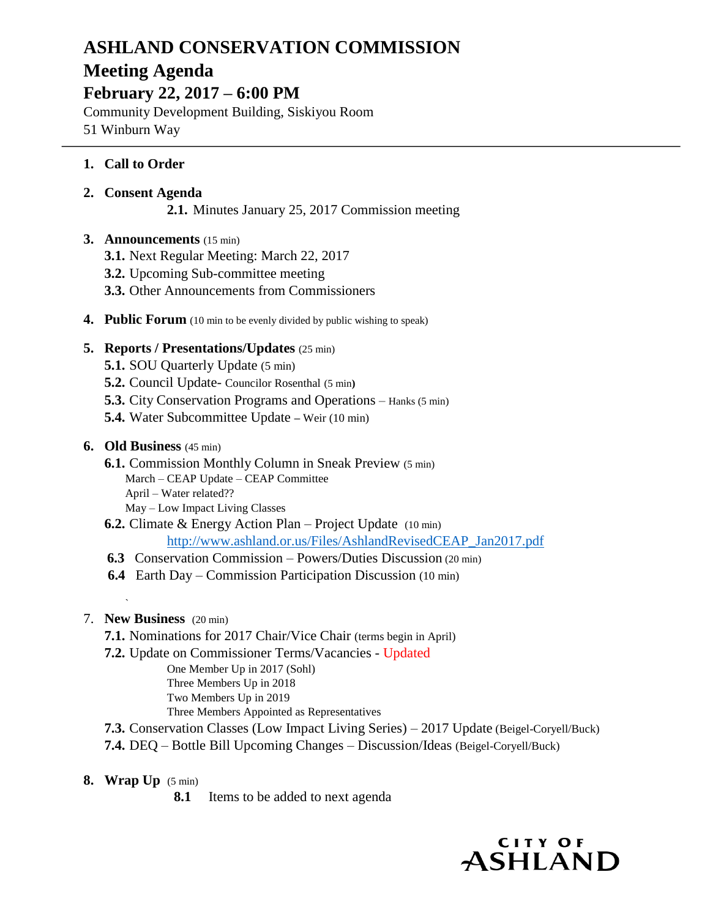# ASHLAND CONSERVATION COMMISSION

## Meeting Agenda

### February 22, 2017 – 6:00 PM

Community Development Building, Siskiyou Room
51 Winburn Way

---

1. **Call to Order**

2. **Consent Agenda**
   - **2.1.** Minutes January 25, 2017 Commission meeting

3. **Announcements** (15 min)
   - **3.1.** Next Regular Meeting: March 22, 2017
   - **3.2.** Upcoming Sub-committee meeting
   - **3.3.** Other Announcements from Commissioners

4. **Public Forum** (10 min to be evenly divided by public wishing to speak)

5. **Reports / Presentations/Updates** (25 min)
   - **5.1.** SOU Quarterly Update (5 min)
   - **5.2.** Council Update- Councilor Rosenthal (5 min)
   - **5.3.** City Conservation Programs and Operations – Hanks (5 min)
   - **5.4.** Water Subcommittee Update – Weir (10 min)

6. **Old Business** (45 min)
   - **6.1.** Commission Monthly Column in Sneak Preview (5 min)
     - March – CEAP Update – CEAP Committee
     - April – Water related??
     - May – Low Impact Living Classes
   - **6.2.** Climate & Energy Action Plan – Project Update (10 min)
     - http://www.ashland.or.us/Files/AshlandRevisedCEAP_Jan2017.pdf
   - **6.3** Conservation Commission – Powers/Duties Discussion (20 min)
   - **6.4** Earth Day – Commission Participation Discussion (10 min)

7. **New Business** (20 min)
   - **7.1.** Nominations for 2017 Chair/Vice Chair (terms begin in April)
   - **7.2.** Update on Commissioner Terms/Vacancies - Updated
     - One Member Up in 2017 (Sohl)
     - Three Members Up in 2018
     - Two Members Up in 2019
     - Three Members Appointed as Representatives
   - **7.3.** Conservation Classes (Low Impact Living Series) – 2017 Update (Beigel-Coryell/Buck)
   - **7.4.** DEQ – Bottle Bill Upcoming Changes – Discussion/Ideas (Beigel-Coryell/Buck)

8. **Wrap Up** (5 min)
   - **8.1** Items to be added to next agenda

CITY OF ASHLAND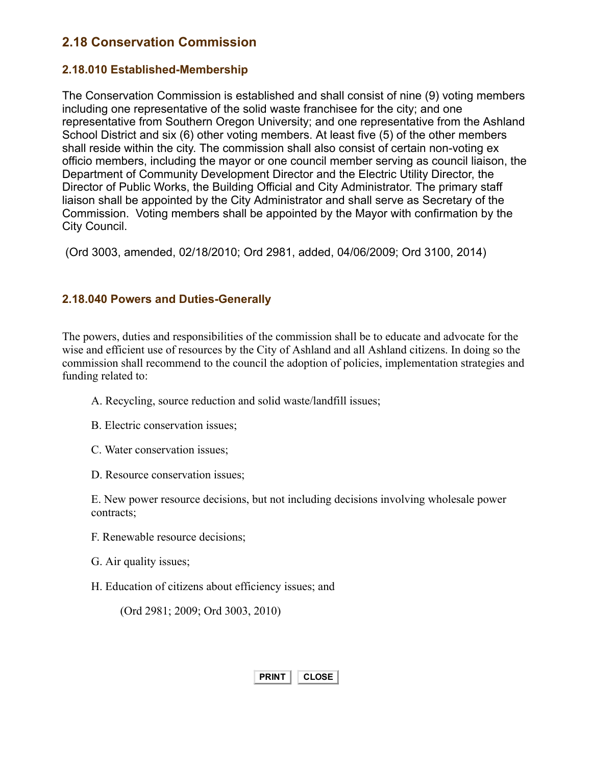## 2.18 Conservation Commission

### 2.18.010 Established-Membership

The Conservation Commission is established and shall consist of nine (9) voting members including one representative of the solid waste franchisee for the city; and one representative from Southern Oregon University; and one representative from the Ashland School District and six (6) other voting members. At least five (5) of the other members shall reside within the city. The commission shall also consist of certain non-voting ex officio members, including the mayor or one council member serving as council liaison, the Department of Community Development Director and the Electric Utility Director, the Director of Public Works, the Building Official and City Administrator. The primary staff liaison shall be appointed by the City Administrator and shall serve as Secretary of the Commission. Voting members shall be appointed by the Mayor with confirmation by the City Council.

(Ord 3003, amended, 02/18/2010; Ord 2981, added, 04/06/2009; Ord 3100, 2014)

### 2.18.040 Powers and Duties-Generally

The powers, duties and responsibilities of the commission shall be to educate and advocate for the wise and efficient use of resources by the City of Ashland and all Ashland citizens. In doing so the commission shall recommend to the council the adoption of policies, implementation strategies and funding related to:

A. Recycling, source reduction and solid waste/landfill issues;

B. Electric conservation issues;

C. Water conservation issues;

D. Resource conservation issues;

E. New power resource decisions, but not including decisions involving wholesale power contracts;

F. Renewable resource decisions;

G. Air quality issues;

H. Education of citizens about efficiency issues; and

(Ord 2981; 2009; Ord 3003, 2010)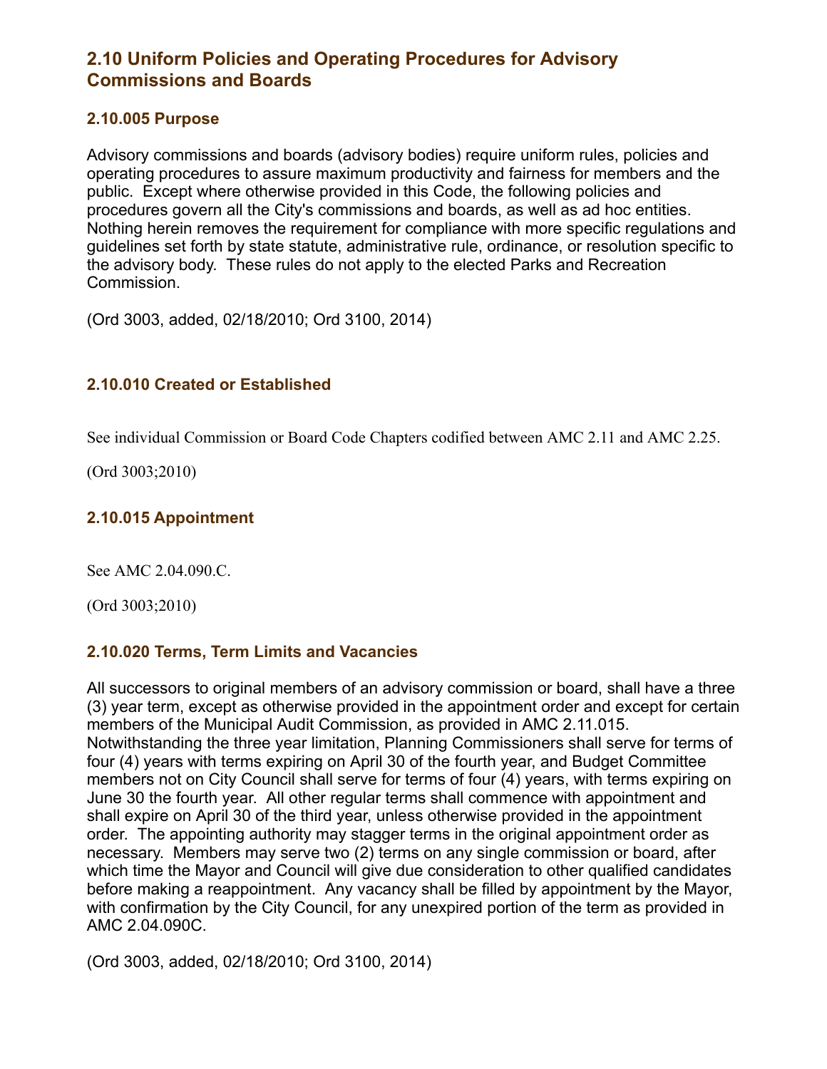## 2.10 Uniform Policies and Operating Procedures for Advisory Commissions and Boards

### 2.10.005 Purpose

Advisory commissions and boards (advisory bodies) require uniform rules, policies and operating procedures to assure maximum productivity and fairness for members and the public. Except where otherwise provided in this Code, the following policies and procedures govern all the City's commissions and boards, as well as ad hoc entities. Nothing herein removes the requirement for compliance with more specific regulations and guidelines set forth by state statute, administrative rule, ordinance, or resolution specific to the advisory body. These rules do not apply to the elected Parks and Recreation Commission.

(Ord 3003, added, 02/18/2010; Ord 3100, 2014)

### 2.10.010 Created or Established

See individual Commission or Board Code Chapters codified between AMC 2.11 and AMC 2.25.

(Ord 3003;2010)

### 2.10.015 Appointment

See AMC 2.04.090.C.

(Ord 3003;2010)

### 2.10.020 Terms, Term Limits and Vacancies

All successors to original members of an advisory commission or board, shall have a three (3) year term, except as otherwise provided in the appointment order and except for certain members of the Municipal Audit Commission, as provided in AMC 2.11.015. Notwithstanding the three year limitation, Planning Commissioners shall serve for terms of four (4) years with terms expiring on April 30 of the fourth year, and Budget Committee members not on City Council shall serve for terms of four (4) years, with terms expiring on June 30 the fourth year. All other regular terms shall commence with appointment and shall expire on April 30 of the third year, unless otherwise provided in the appointment order. The appointing authority may stagger terms in the original appointment order as necessary. Members may serve two (2) terms on any single commission or board, after which time the Mayor and Council will give due consideration to other qualified candidates before making a reappointment. Any vacancy shall be filled by appointment by the Mayor, with confirmation by the City Council, for any unexpired portion of the term as provided in AMC 2.04.090C.

(Ord 3003, added, 02/18/2010; Ord 3100, 2014)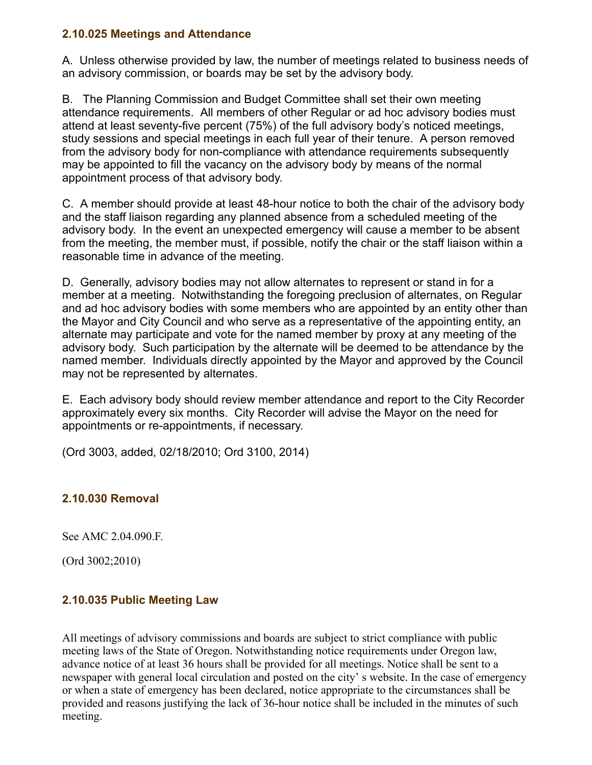### 2.10.025 Meetings and Attendance

A. Unless otherwise provided by law, the number of meetings related to business needs of an advisory commission, or boards may be set by the advisory body.

B. The Planning Commission and Budget Committee shall set their own meeting attendance requirements. All members of other Regular or ad hoc advisory bodies must attend at least seventy-five percent (75%) of the full advisory body's noticed meetings, study sessions and special meetings in each full year of their tenure. A person removed from the advisory body for non-compliance with attendance requirements subsequently may be appointed to fill the vacancy on the advisory body by means of the normal appointment process of that advisory body.

C. A member should provide at least 48-hour notice to both the chair of the advisory body and the staff liaison regarding any planned absence from a scheduled meeting of the advisory body. In the event an unexpected emergency will cause a member to be absent from the meeting, the member must, if possible, notify the chair or the staff liaison within a reasonable time in advance of the meeting.

D. Generally, advisory bodies may not allow alternates to represent or stand in for a member at a meeting. Notwithstanding the foregoing preclusion of alternates, on Regular and ad hoc advisory bodies with some members who are appointed by an entity other than the Mayor and City Council and who serve as a representative of the appointing entity, an alternate may participate and vote for the named member by proxy at any meeting of the advisory body. Such participation by the alternate will be deemed to be attendance by the named member. Individuals directly appointed by the Mayor and approved by the Council may not be represented by alternates.

E. Each advisory body should review member attendance and report to the City Recorder approximately every six months. City Recorder will advise the Mayor on the need for appointments or re-appointments, if necessary.

(Ord 3003, added, 02/18/2010; Ord 3100, 2014)

### 2.10.030 Removal

See AMC 2.04.090.F.

(Ord 3002;2010)

### 2.10.035 Public Meeting Law

All meetings of advisory commissions and boards are subject to strict compliance with public meeting laws of the State of Oregon. Notwithstanding notice requirements under Oregon law, advance notice of at least 36 hours shall be provided for all meetings. Notice shall be sent to a newspaper with general local circulation and posted on the city' s website. In the case of emergency or when a state of emergency has been declared, notice appropriate to the circumstances shall be provided and reasons justifying the lack of 36-hour notice shall be included in the minutes of such meeting.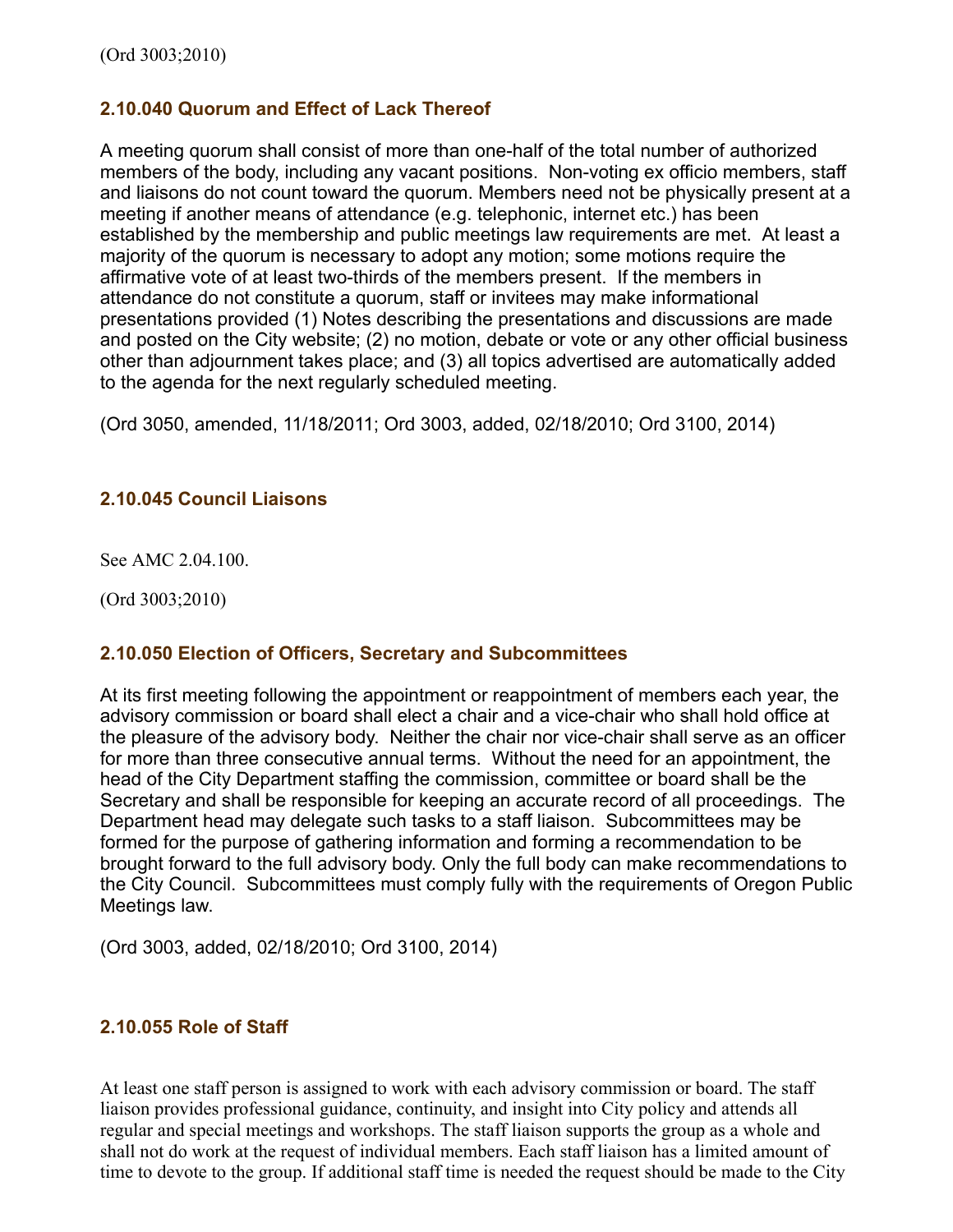(Ord 3003;2010)

### 2.10.040 Quorum and Effect of Lack Thereof

A meeting quorum shall consist of more than one-half of the total number of authorized members of the body, including any vacant positions. Non-voting ex officio members, staff and liaisons do not count toward the quorum. Members need not be physically present at a meeting if another means of attendance (e.g. telephonic, internet etc.) has been established by the membership and public meetings law requirements are met. At least a majority of the quorum is necessary to adopt any motion; some motions require the affirmative vote of at least two-thirds of the members present. If the members in attendance do not constitute a quorum, staff or invitees may make informational presentations provided (1) Notes describing the presentations and discussions are made and posted on the City website; (2) no motion, debate or vote or any other official business other than adjournment takes place; and (3) all topics advertised are automatically added to the agenda for the next regularly scheduled meeting.

(Ord 3050, amended, 11/18/2011; Ord 3003, added, 02/18/2010; Ord 3100, 2014)

### 2.10.045 Council Liaisons

See AMC 2.04.100.

(Ord 3003;2010)

### 2.10.050 Election of Officers, Secretary and Subcommittees

At its first meeting following the appointment or reappointment of members each year, the advisory commission or board shall elect a chair and a vice-chair who shall hold office at the pleasure of the advisory body. Neither the chair nor vice-chair shall serve as an officer for more than three consecutive annual terms. Without the need for an appointment, the head of the City Department staffing the commission, committee or board shall be the Secretary and shall be responsible for keeping an accurate record of all proceedings. The Department head may delegate such tasks to a staff liaison. Subcommittees may be formed for the purpose of gathering information and forming a recommendation to be brought forward to the full advisory body. Only the full body can make recommendations to the City Council. Subcommittees must comply fully with the requirements of Oregon Public Meetings law.

(Ord 3003, added, 02/18/2010; Ord 3100, 2014)

### 2.10.055 Role of Staff

At least one staff person is assigned to work with each advisory commission or board. The staff liaison provides professional guidance, continuity, and insight into City policy and attends all regular and special meetings and workshops. The staff liaison supports the group as a whole and shall not do work at the request of individual members. Each staff liaison has a limited amount of time to devote to the group. If additional staff time is needed the request should be made to the City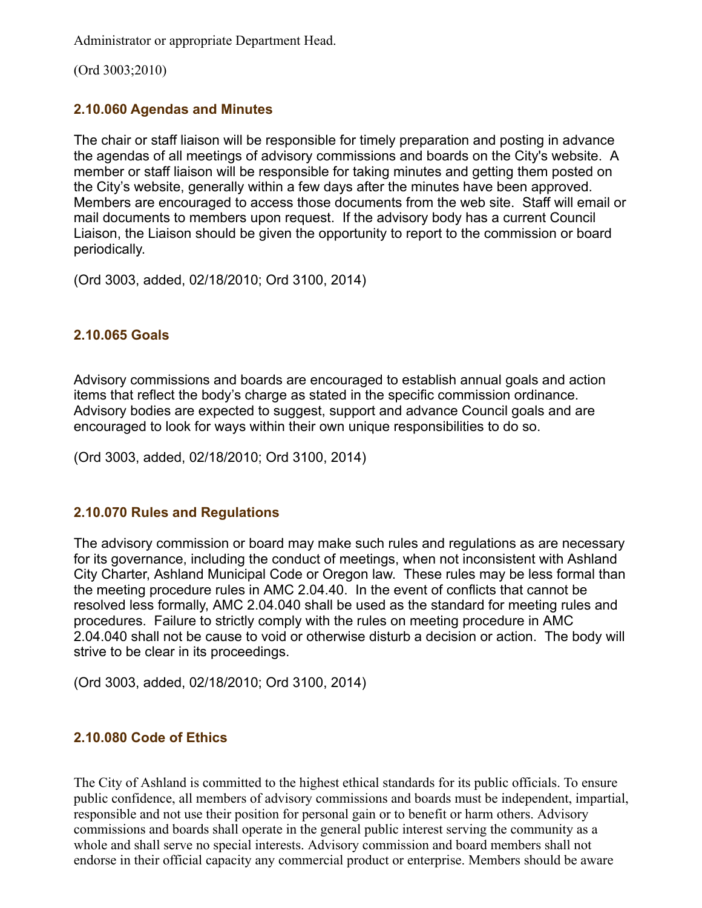Administrator or appropriate Department Head.

(Ord 3003;2010)

### 2.10.060 Agendas and Minutes

The chair or staff liaison will be responsible for timely preparation and posting in advance the agendas of all meetings of advisory commissions and boards on the City's website. A member or staff liaison will be responsible for taking minutes and getting them posted on the City's website, generally within a few days after the minutes have been approved. Members are encouraged to access those documents from the web site. Staff will email or mail documents to members upon request. If the advisory body has a current Council Liaison, the Liaison should be given the opportunity to report to the commission or board periodically.

(Ord 3003, added, 02/18/2010; Ord 3100, 2014)

### 2.10.065 Goals

Advisory commissions and boards are encouraged to establish annual goals and action items that reflect the body's charge as stated in the specific commission ordinance. Advisory bodies are expected to suggest, support and advance Council goals and are encouraged to look for ways within their own unique responsibilities to do so.

(Ord 3003, added, 02/18/2010; Ord 3100, 2014)

### 2.10.070 Rules and Regulations

The advisory commission or board may make such rules and regulations as are necessary for its governance, including the conduct of meetings, when not inconsistent with Ashland City Charter, Ashland Municipal Code or Oregon law. These rules may be less formal than the meeting procedure rules in AMC 2.04.40. In the event of conflicts that cannot be resolved less formally, AMC 2.04.040 shall be used as the standard for meeting rules and procedures. Failure to strictly comply with the rules on meeting procedure in AMC 2.04.040 shall not be cause to void or otherwise disturb a decision or action. The body will strive to be clear in its proceedings.

(Ord 3003, added, 02/18/2010; Ord 3100, 2014)

### 2.10.080 Code of Ethics

The City of Ashland is committed to the highest ethical standards for its public officials. To ensure public confidence, all members of advisory commissions and boards must be independent, impartial, responsible and not use their position for personal gain or to benefit or harm others. Advisory commissions and boards shall operate in the general public interest serving the community as a whole and shall serve no special interests. Advisory commission and board members shall not endorse in their official capacity any commercial product or enterprise. Members should be aware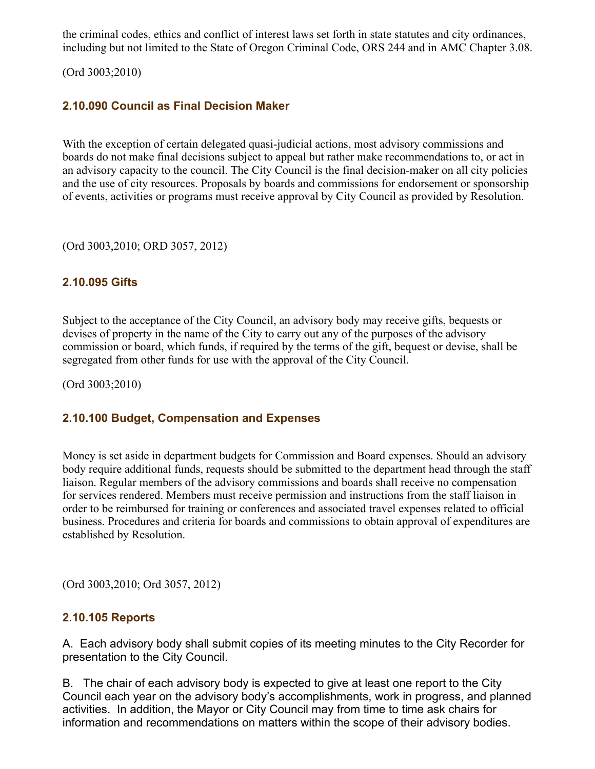the criminal codes, ethics and conflict of interest laws set forth in state statutes and city ordinances, including but not limited to the State of Oregon Criminal Code, ORS 244 and in AMC Chapter 3.08.

(Ord 3003;2010)

### 2.10.090 Council as Final Decision Maker

With the exception of certain delegated quasi-judicial actions, most advisory commissions and boards do not make final decisions subject to appeal but rather make recommendations to, or act in an advisory capacity to the council. The City Council is the final decision-maker on all city policies and the use of city resources. Proposals by boards and commissions for endorsement or sponsorship of events, activities or programs must receive approval by City Council as provided by Resolution.

(Ord 3003,2010; ORD 3057, 2012)

### 2.10.095 Gifts

Subject to the acceptance of the City Council, an advisory body may receive gifts, bequests or devises of property in the name of the City to carry out any of the purposes of the advisory commission or board, which funds, if required by the terms of the gift, bequest or devise, shall be segregated from other funds for use with the approval of the City Council.

(Ord 3003;2010)

### 2.10.100 Budget, Compensation and Expenses

Money is set aside in department budgets for Commission and Board expenses. Should an advisory body require additional funds, requests should be submitted to the department head through the staff liaison. Regular members of the advisory commissions and boards shall receive no compensation for services rendered. Members must receive permission and instructions from the staff liaison in order to be reimbursed for training or conferences and associated travel expenses related to official business. Procedures and criteria for boards and commissions to obtain approval of expenditures are established by Resolution.

(Ord 3003,2010; Ord 3057, 2012)

### 2.10.105 Reports

A. Each advisory body shall submit copies of its meeting minutes to the City Recorder for presentation to the City Council.

B. The chair of each advisory body is expected to give at least one report to the City Council each year on the advisory body's accomplishments, work in progress, and planned activities. In addition, the Mayor or City Council may from time to time ask chairs for information and recommendations on matters within the scope of their advisory bodies.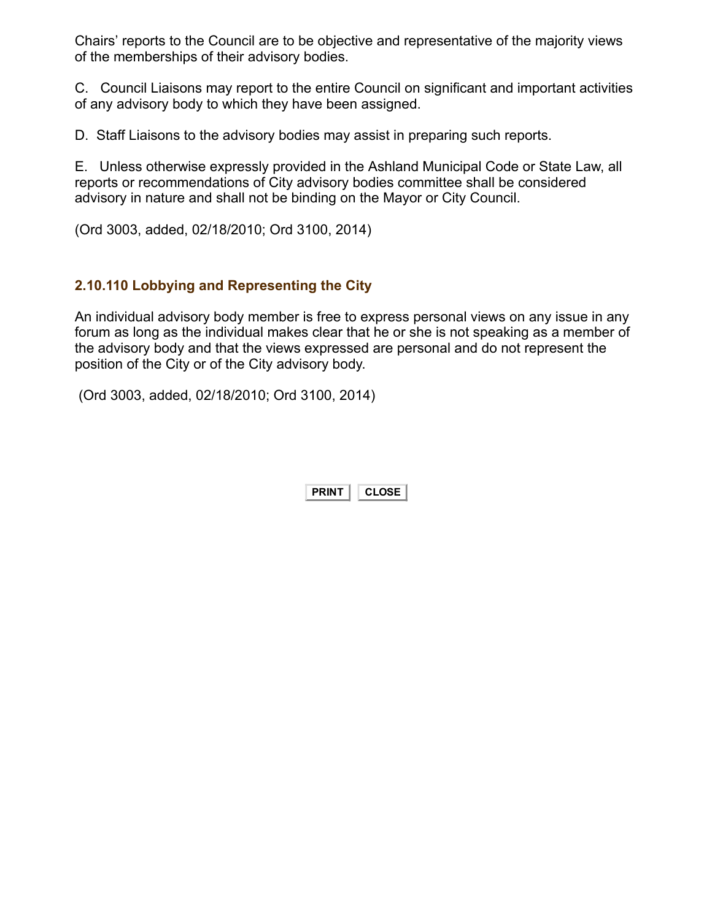Chairs' reports to the Council are to be objective and representative of the majority views of the memberships of their advisory bodies.

C. Council Liaisons may report to the entire Council on significant and important activities of any advisory body to which they have been assigned.

D. Staff Liaisons to the advisory bodies may assist in preparing such reports.

E. Unless otherwise expressly provided in the Ashland Municipal Code or State Law, all reports or recommendations of City advisory bodies committee shall be considered advisory in nature and shall not be binding on the Mayor or City Council.

(Ord 3003, added, 02/18/2010; Ord 3100, 2014)

### 2.10.110 Lobbying and Representing the City

An individual advisory body member is free to express personal views on any issue in any forum as long as the individual makes clear that he or she is not speaking as a member of the advisory body and that the views expressed are personal and do not represent the position of the City or of the City advisory body.

(Ord 3003, added, 02/18/2010; Ord 3100, 2014)